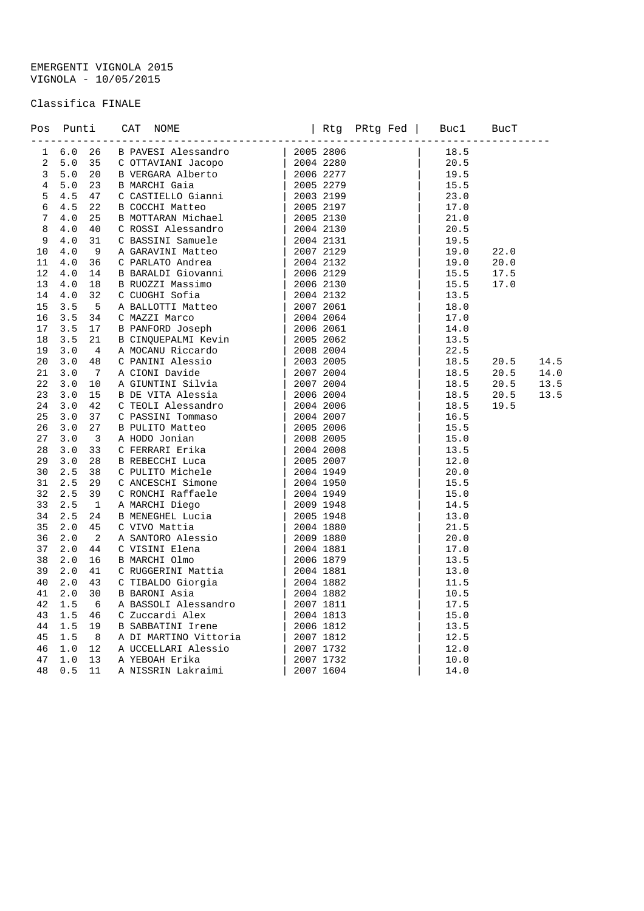EMERGENTI VIGNOLA 2015
VIGNOLA - 10/05/2015

Classifica FINALE

| Pos | Punti | | CAT | NOME | Rtg | PRtg | Fed | Buc1 | BucT | |
|---|---|---|---|---|---|---|---|---|---|---|
| 1 | 6.0 | 26 | B | PAVESI Alessandro | 2005 | 2806 | | 18.5 | | |
| 2 | 5.0 | 35 | C | OTTAVIANI Jacopo | 2004 | 2280 | | 20.5 | | |
| 3 | 5.0 | 20 | B | VERGARA Alberto | 2006 | 2277 | | 19.5 | | |
| 4 | 5.0 | 23 | B | MARCHI Gaia | 2005 | 2279 | | 15.5 | | |
| 5 | 4.5 | 47 | C | CASTIELLO Gianni | 2003 | 2199 | | 23.0 | | |
| 6 | 4.5 | 22 | B | COCCHI Matteo | 2005 | 2197 | | 17.0 | | |
| 7 | 4.0 | 25 | B | MOTTARAN Michael | 2005 | 2130 | | 21.0 | | |
| 8 | 4.0 | 40 | C | ROSSI Alessandro | 2004 | 2130 | | 20.5 | | |
| 9 | 4.0 | 31 | C | BASSINI Samuele | 2004 | 2131 | | 19.5 | | |
| 10 | 4.0 | 9 | A | GARAVINI Matteo | 2007 | 2129 | | 19.0 | 22.0 | |
| 11 | 4.0 | 36 | C | PARLATO Andrea | 2004 | 2132 | | 19.0 | 20.0 | |
| 12 | 4.0 | 14 | B | BARALDI Giovanni | 2006 | 2129 | | 15.5 | 17.5 | |
| 13 | 4.0 | 18 | B | RUOZZI Massimo | 2006 | 2130 | | 15.5 | 17.0 | |
| 14 | 4.0 | 32 | C | CUOGHI Sofia | 2004 | 2132 | | 13.5 | | |
| 15 | 3.5 | 5 | A | BALLOTTI Matteo | 2007 | 2061 | | 18.0 | | |
| 16 | 3.5 | 34 | C | MAZZI Marco | 2004 | 2064 | | 17.0 | | |
| 17 | 3.5 | 17 | B | PANFORD Joseph | 2006 | 2061 | | 14.0 | | |
| 18 | 3.5 | 21 | B | CINQUEPALMI Kevin | 2005 | 2062 | | 13.5 | | |
| 19 | 3.0 | 4 | A | MOCANU Riccardo | 2008 | 2004 | | 22.5 | | |
| 20 | 3.0 | 48 | C | PANINI Alessio | 2003 | 2005 | | 18.5 | 20.5 | 14.5 |
| 21 | 3.0 | 7 | A | CIONI Davide | 2007 | 2004 | | 18.5 | 20.5 | 14.0 |
| 22 | 3.0 | 10 | A | GIUNTINI Silvia | 2007 | 2004 | | 18.5 | 20.5 | 13.5 |
| 23 | 3.0 | 15 | B | DE VITA Alessia | 2006 | 2004 | | 18.5 | 20.5 | 13.5 |
| 24 | 3.0 | 42 | C | TEOLI Alessandro | 2004 | 2006 | | 18.5 | 19.5 | |
| 25 | 3.0 | 37 | C | PASSINI Tommaso | 2004 | 2007 | | 16.5 | | |
| 26 | 3.0 | 27 | B | PULITO Matteo | 2005 | 2006 | | 15.5 | | |
| 27 | 3.0 | 3 | A | HODO Jonian | 2008 | 2005 | | 15.0 | | |
| 28 | 3.0 | 33 | C | FERRARI Erika | 2004 | 2008 | | 13.5 | | |
| 29 | 3.0 | 28 | B | REBECCHI Luca | 2005 | 2007 | | 12.0 | | |
| 30 | 2.5 | 38 | C | PULITO Michele | 2004 | 1949 | | 20.0 | | |
| 31 | 2.5 | 29 | C | ANCESCHI Simone | 2004 | 1950 | | 15.5 | | |
| 32 | 2.5 | 39 | C | RONCHI Raffaele | 2004 | 1949 | | 15.0 | | |
| 33 | 2.5 | 1 | A | MARCHI Diego | 2009 | 1948 | | 14.5 | | |
| 34 | 2.5 | 24 | B | MENEGHEL Lucia | 2005 | 1948 | | 13.0 | | |
| 35 | 2.0 | 45 | C | VIVO Mattia | 2004 | 1880 | | 21.5 | | |
| 36 | 2.0 | 2 | A | SANTORO Alessio | 2009 | 1880 | | 20.0 | | |
| 37 | 2.0 | 44 | C | VISINI Elena | 2004 | 1881 | | 17.0 | | |
| 38 | 2.0 | 16 | B | MARCHI Olmo | 2006 | 1879 | | 13.5 | | |
| 39 | 2.0 | 41 | C | RUGGERINI Mattia | 2004 | 1881 | | 13.0 | | |
| 40 | 2.0 | 43 | C | TIBALDO Giorgia | 2004 | 1882 | | 11.5 | | |
| 41 | 2.0 | 30 | B | BARONI Asia | 2004 | 1882 | | 10.5 | | |
| 42 | 1.5 | 6 | A | BASSOLI Alessandro | 2007 | 1811 | | 17.5 | | |
| 43 | 1.5 | 46 | C | Zuccardi Alex | 2004 | 1813 | | 15.0 | | |
| 44 | 1.5 | 19 | B | SABBATINI Irene | 2006 | 1812 | | 13.5 | | |
| 45 | 1.5 | 8 | A | DI MARTINO Vittoria | 2007 | 1812 | | 12.5 | | |
| 46 | 1.0 | 12 | A | UCCELLARI Alessio | 2007 | 1732 | | 12.0 | | |
| 47 | 1.0 | 13 | A | YEBOAH Erika | 2007 | 1732 | | 10.0 | | |
| 48 | 0.5 | 11 | A | NISSRIN Lakraimi | 2007 | 1604 | | 14.0 | | |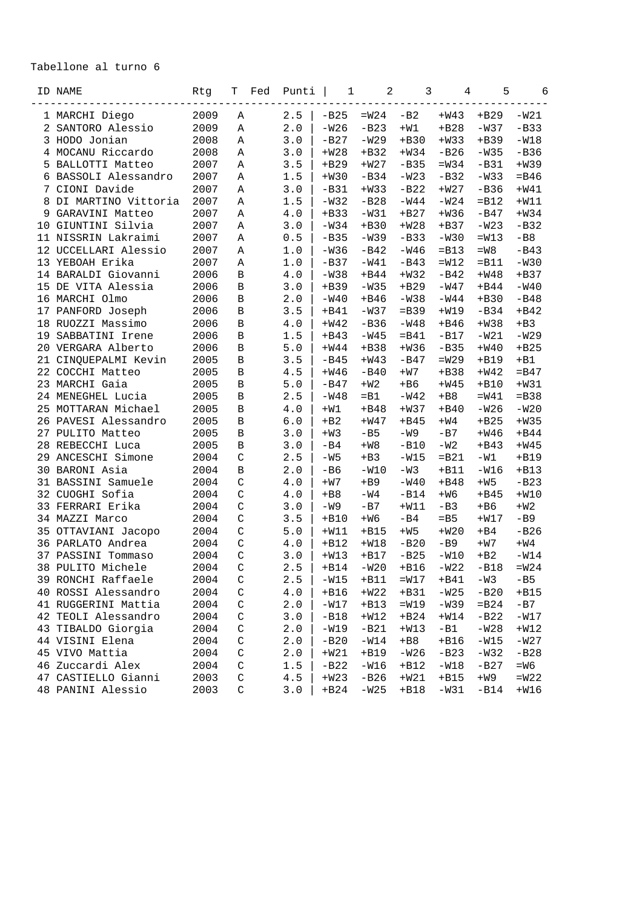Tabellone al turno 6

| ID | NAME | Rtg | T | Fed | Punti | 1 | 2 | 3 | 4 | 5 | 6 |
|---|---|---|---|---|---|---|---|---|---|---|---|
| 1 | MARCHI Diego | 2009 | A | | 2.5 | -B25 | =W24 | -B2 | +W43 | +B29 | -W21 |
| 2 | SANTORO Alessio | 2009 | A | | 2.0 | -W26 | -B23 | +W1 | +B28 | -W37 | -B33 |
| 3 | HODO Jonian | 2008 | A | | 3.0 | -B27 | -W29 | +B30 | +W33 | +B39 | -W18 |
| 4 | MOCANU Riccardo | 2008 | A | | 3.0 | +W28 | +B32 | +W34 | -B26 | -W35 | -B36 |
| 5 | BALLOTTI Matteo | 2007 | A | | 3.5 | +B29 | +W27 | -B35 | =W34 | -B31 | +W39 |
| 6 | BASSOLI Alessandro | 2007 | A | | 1.5 | +W30 | -B34 | -W23 | -B32 | -W33 | =B46 |
| 7 | CIONI Davide | 2007 | A | | 3.0 | -B31 | +W33 | -B22 | +W27 | -B36 | +W41 |
| 8 | DI MARTINO Vittoria | 2007 | A | | 1.5 | -W32 | -B28 | -W44 | -W24 | =B12 | +W11 |
| 9 | GARAVINI Matteo | 2007 | A | | 4.0 | +B33 | -W31 | +B27 | +W36 | -B47 | +W34 |
| 10 | GIUNTINI Silvia | 2007 | A | | 3.0 | -W34 | +B30 | +W28 | +B37 | -W23 | -B32 |
| 11 | NISSRIN Lakraimi | 2007 | A | | 0.5 | -B35 | -W39 | -B33 | -W30 | =W13 | -B8 |
| 12 | UCCELLARI Alessio | 2007 | A | | 1.0 | -W36 | -B42 | -W46 | =B13 | =W8 | -B43 |
| 13 | YEBOAH Erika | 2007 | A | | 1.0 | -B37 | -W41 | -B43 | =W12 | =B11 | -W30 |
| 14 | BARALDI Giovanni | 2006 | B | | 4.0 | -W38 | +B44 | +W32 | -B42 | +W48 | +B37 |
| 15 | DE VITA Alessia | 2006 | B | | 3.0 | +B39 | -W35 | +B29 | -W47 | +B44 | -W40 |
| 16 | MARCHI Olmo | 2006 | B | | 2.0 | -W40 | +B46 | -W38 | -W44 | +B30 | -B48 |
| 17 | PANFORD Joseph | 2006 | B | | 3.5 | +B41 | -W37 | =B39 | +W19 | -B34 | +B42 |
| 18 | RUOZZI Massimo | 2006 | B | | 4.0 | +W42 | -B36 | -W48 | +B46 | +W38 | +B3 |
| 19 | SABBATINI Irene | 2006 | B | | 1.5 | +B43 | -W45 | =B41 | -B17 | -W21 | -W29 |
| 20 | VERGARA Alberto | 2006 | B | | 5.0 | +W44 | +B38 | +W36 | -B35 | +W40 | +B25 |
| 21 | CINQUEPALMI Kevin | 2005 | B | | 3.5 | -B45 | +W43 | -B47 | =W29 | +B19 | +B1 |
| 22 | COCCHI Matteo | 2005 | B | | 4.5 | +W46 | -B40 | +W7 | +B38 | +W42 | =B47 |
| 23 | MARCHI Gaia | 2005 | B | | 5.0 | -B47 | +W2 | +B6 | +W45 | +B10 | +W31 |
| 24 | MENEGHEL Lucia | 2005 | B | | 2.5 | -W48 | =B1 | -W42 | +B8 | =W41 | =B38 |
| 25 | MOTTARAN Michael | 2005 | B | | 4.0 | +W1 | +B48 | +W37 | +B40 | -W26 | -W20 |
| 26 | PAVESI Alessandro | 2005 | B | | 6.0 | +B2 | +W47 | +B45 | +W4 | +B25 | +W35 |
| 27 | PULITO Matteo | 2005 | B | | 3.0 | +W3 | -B5 | -W9 | -B7 | +W46 | +B44 |
| 28 | REBECCHI Luca | 2005 | B | | 3.0 | -B4 | +W8 | -B10 | -W2 | +B43 | +W45 |
| 29 | ANCESCHI Simone | 2004 | C | | 2.5 | -W5 | +B3 | -W15 | =B21 | -W1 | +B19 |
| 30 | BARONI Asia | 2004 | B | | 2.0 | -B6 | -W10 | -W3 | +B11 | -W16 | +B13 |
| 31 | BASSINI Samuele | 2004 | C | | 4.0 | +W7 | +B9 | -W40 | +B48 | +W5 | -B23 |
| 32 | CUOGHI Sofia | 2004 | C | | 4.0 | +B8 | -W4 | -B14 | +W6 | +B45 | +W10 |
| 33 | FERRARI Erika | 2004 | C | | 3.0 | -W9 | -B7 | +W11 | -B3 | +B6 | +W2 |
| 34 | MAZZI Marco | 2004 | C | | 3.5 | +B10 | +W6 | -B4 | =B5 | +W17 | -B9 |
| 35 | OTTAVIANI Jacopo | 2004 | C | | 5.0 | +W11 | +B15 | +W5 | +W20 | +B4 | -B26 |
| 36 | PARLATO Andrea | 2004 | C | | 4.0 | +B12 | +W18 | -B20 | -B9 | +W7 | +W4 |
| 37 | PASSINI Tommaso | 2004 | C | | 3.0 | +W13 | +B17 | -B25 | -W10 | +B2 | -W14 |
| 38 | PULITO Michele | 2004 | C | | 2.5 | +B14 | -W20 | +B16 | -W22 | -B18 | =W24 |
| 39 | RONCHI Raffaele | 2004 | C | | 2.5 | -W15 | +B11 | =W17 | +B41 | -W3 | -B5 |
| 40 | ROSSI Alessandro | 2004 | C | | 4.0 | +B16 | +W22 | +B31 | -W25 | -B20 | +B15 |
| 41 | RUGGERINI Mattia | 2004 | C | | 2.0 | -W17 | +B13 | =W19 | -W39 | =B24 | -B7 |
| 42 | TEOLI Alessandro | 2004 | C | | 3.0 | -B18 | +W12 | +B24 | +W14 | -B22 | -W17 |
| 43 | TIBALDO Giorgia | 2004 | C | | 2.0 | -W19 | -B21 | +W13 | -B1 | -W28 | +W12 |
| 44 | VISINI Elena | 2004 | C | | 2.0 | -B20 | -W14 | +B8 | +B16 | -W15 | -W27 |
| 45 | VIVO Mattia | 2004 | C | | 2.0 | +W21 | +B19 | -W26 | -B23 | -W32 | -B28 |
| 46 | Zuccardi Alex | 2004 | C | | 1.5 | -B22 | -W16 | +B12 | -W18 | -B27 | =W6 |
| 47 | CASTIELLO Gianni | 2003 | C | | 4.5 | +W23 | -B26 | +W21 | +B15 | +W9 | =W22 |
| 48 | PANINI Alessio | 2003 | C | | 3.0 | +B24 | -W25 | +B18 | -W31 | -B14 | +W16 |